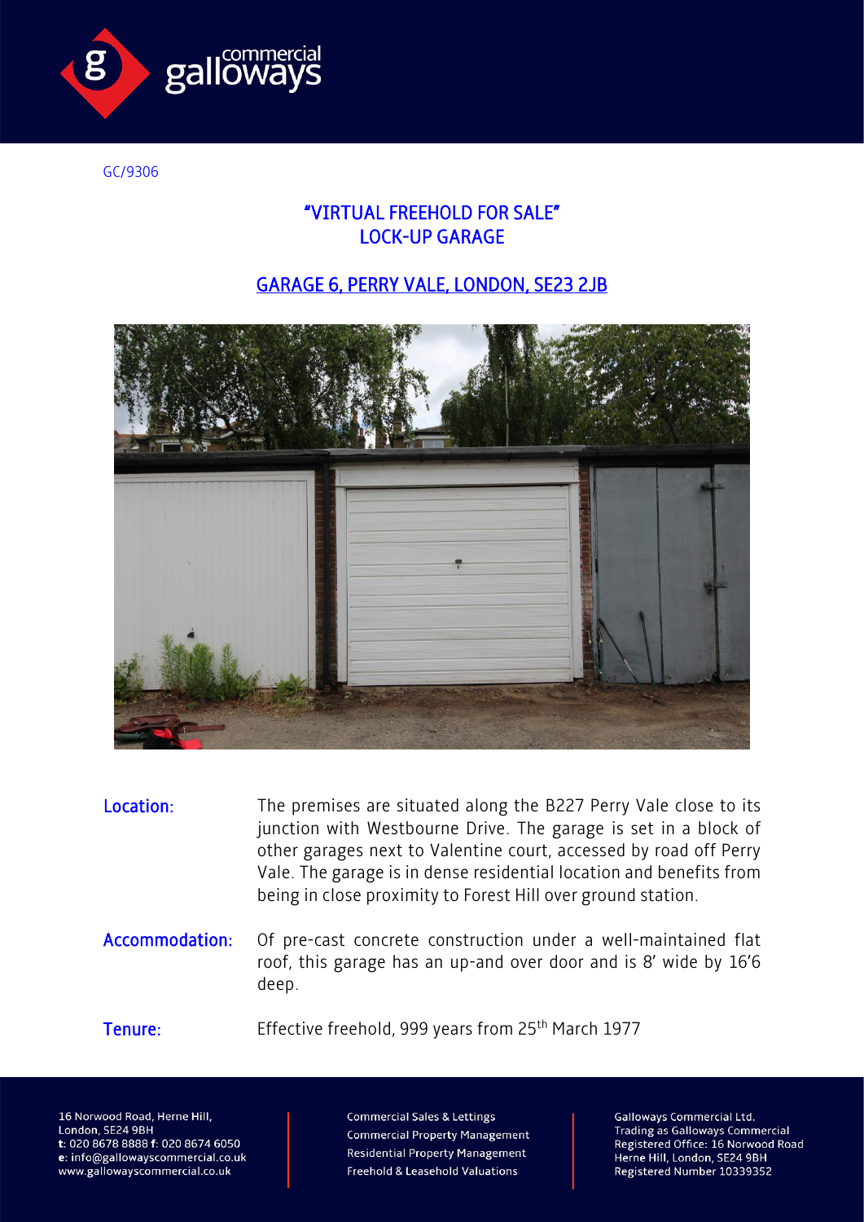GC/9306

# "VIRTUAL FREEHOLD FOR SALE"
# LOCK-UP GARAGE

## GARAGE 6, PERRY VALE, LONDON, SE23 2JB

**Location:** The premises are situated along the B227 Perry Vale close to its junction with Westbourne Drive. The garage is set in a block of other garages next to Valentine court, accessed by road off Perry Vale. The garage is in dense residential location and benefits from being in close proximity to Forest Hill over ground station.

**Accommodation:** Of pre-cast concrete construction under a well-maintained flat roof, this garage has an up-and over door and is 8' wide by 16'6 deep.

**Tenure:** Effective freehold, 999 years from 25th March 1977

16 Norwood Road, Herne Hill,
London, SE24 9BH
t: 020 8678 8888 f: 020 8674 6050
e: info@gallowayscommercial.co.uk
www.gallowayscommercial.co.uk

Commercial Sales & Lettings
Commercial Property Management
Residential Property Management
Freehold & Leasehold Valuations

Galloways Commercial Ltd.
Trading as Galloways Commercial
Registered Office: 16 Norwood Road
Herne Hill, London, SE24 9BH
Registered Number 10339352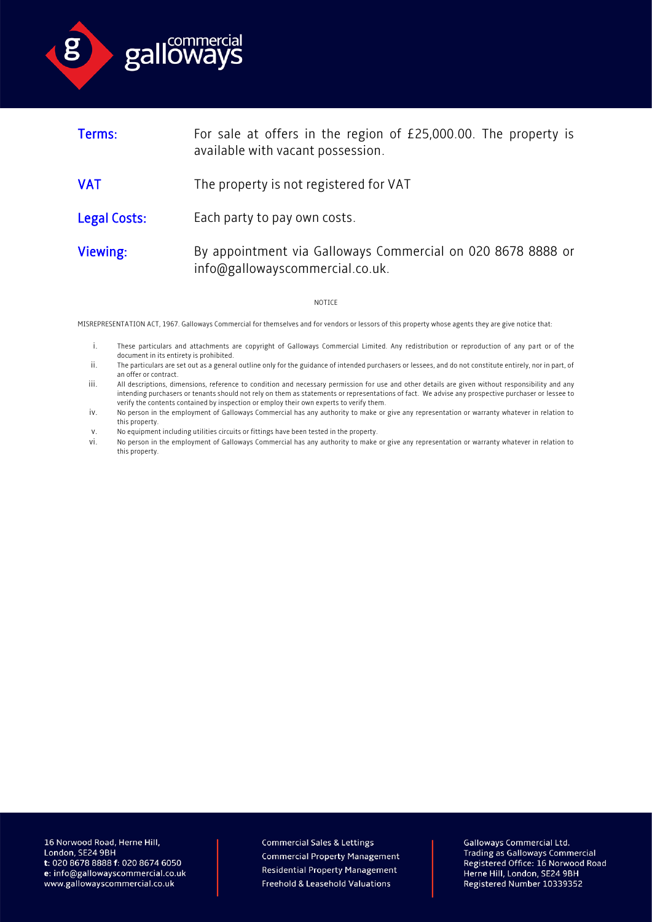**Terms:** For sale at offers in the region of £25,000.00. The property is available with vacant possession.

**VAT** The property is not registered for VAT

**Legal Costs:** Each party to pay own costs.

**Viewing:** By appointment via Galloways Commercial on 020 8678 8888 or info@gallowayscommercial.co.uk.

NOTICE

MISREPRESENTATION ACT, 1967. Galloways Commercial for themselves and for vendors or lessors of this property whose agents they are give notice that:

i. These particulars and attachments are copyright of Galloways Commercial Limited. Any redistribution or reproduction of any part or of the document in its entirety is prohibited.
ii. The particulars are set out as a general outline only for the guidance of intended purchasers or lessees, and do not constitute entirely, nor in part, of an offer or contract.
iii. All descriptions, dimensions, reference to condition and necessary permission for use and other details are given without responsibility and any intending purchasers or tenants should not rely on them as statements or representations of fact. We advise any prospective purchaser or lessee to verify the contents contained by inspection or employ their own experts to verify them.
iv. No person in the employment of Galloways Commercial has any authority to make or give any representation or warranty whatever in relation to this property.
v. No equipment including utilities circuits or fittings have been tested in the property.
vi. No person in the employment of Galloways Commercial has any authority to make or give any representation or warranty whatever in relation to this property.

16 Norwood Road, Herne Hill,
London, SE24 9BH
**t**: 020 8678 8888 **f**: 020 8674 6050
**e**: info@gallowayscommercial.co.uk
www.gallowayscommercial.co.uk

Commercial Sales & Lettings
Commercial Property Management
Residential Property Management
Freehold & Leasehold Valuations

Galloways Commercial Ltd.
Trading as Galloways Commercial
Registered Office: 16 Norwood Road
Herne Hill, London, SE24 9BH
Registered Number 10339352